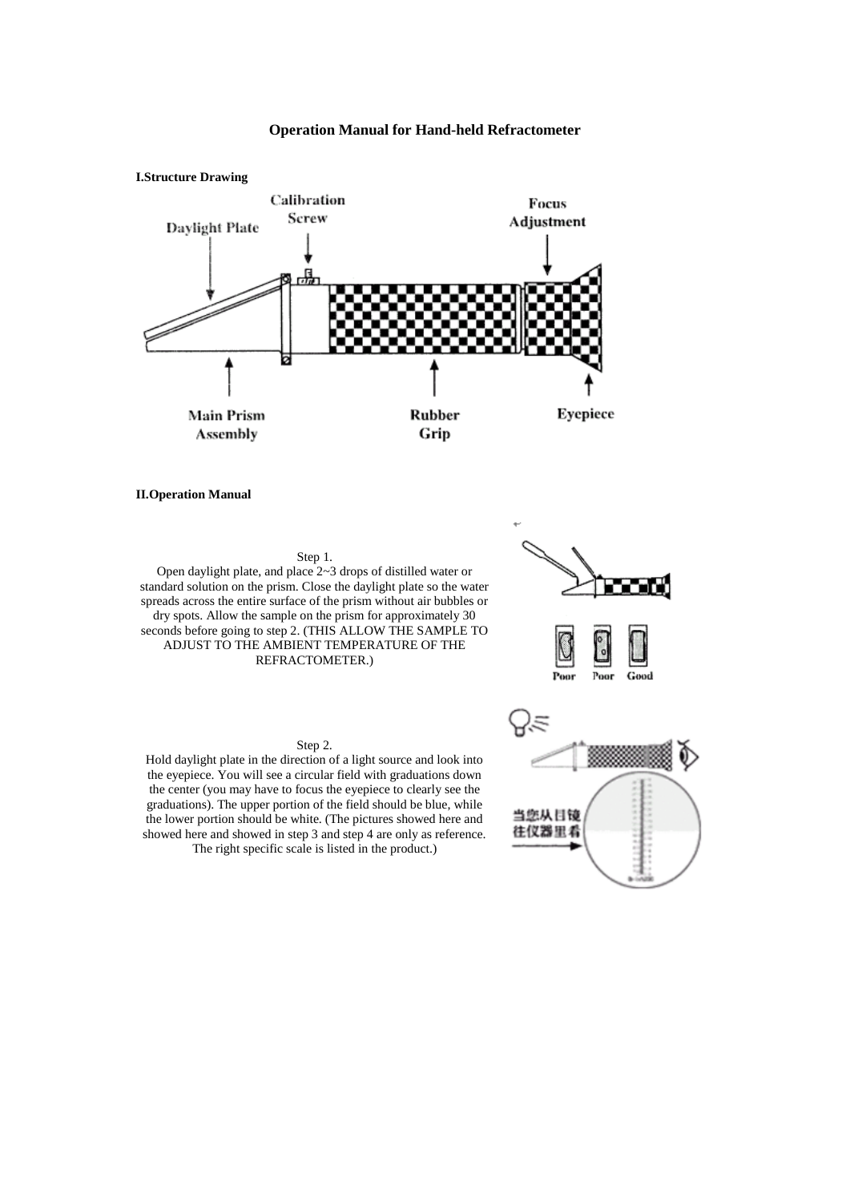# Operation Manual for Hand-held Refractometer

## I.Structure Drawing

Calibration Screw

Focus Adjustment

Daylight Plate

Main Prism Assembly

Rubber Grip

Eyepiece

## II.Operation Manual

Step 1.

Open daylight plate, and place 2~3 drops of distilled water or standard solution on the prism. Close the daylight plate so the water spreads across the entire surface of the prism without air bubbles or dry spots. Allow the sample on the prism for approximately 30 seconds before going to step 2. (THIS ALLOW THE SAMPLE TO ADJUST TO THE AMBIENT TEMPERATURE OF THE REFRACTOMETER.)

Poor Poor Good

Step 2.

Hold daylight plate in the direction of a light source and look into the eyepiece. You will see a circular field with graduations down the center (you may have to focus the eyepiece to clearly see the graduations). The upper portion of the field should be blue, while the lower portion should be white. (The pictures showed here and showed here and showed in step 3 and step 4 are only as reference. The right specific scale is listed in the product.)

当您从目镜往仪器里看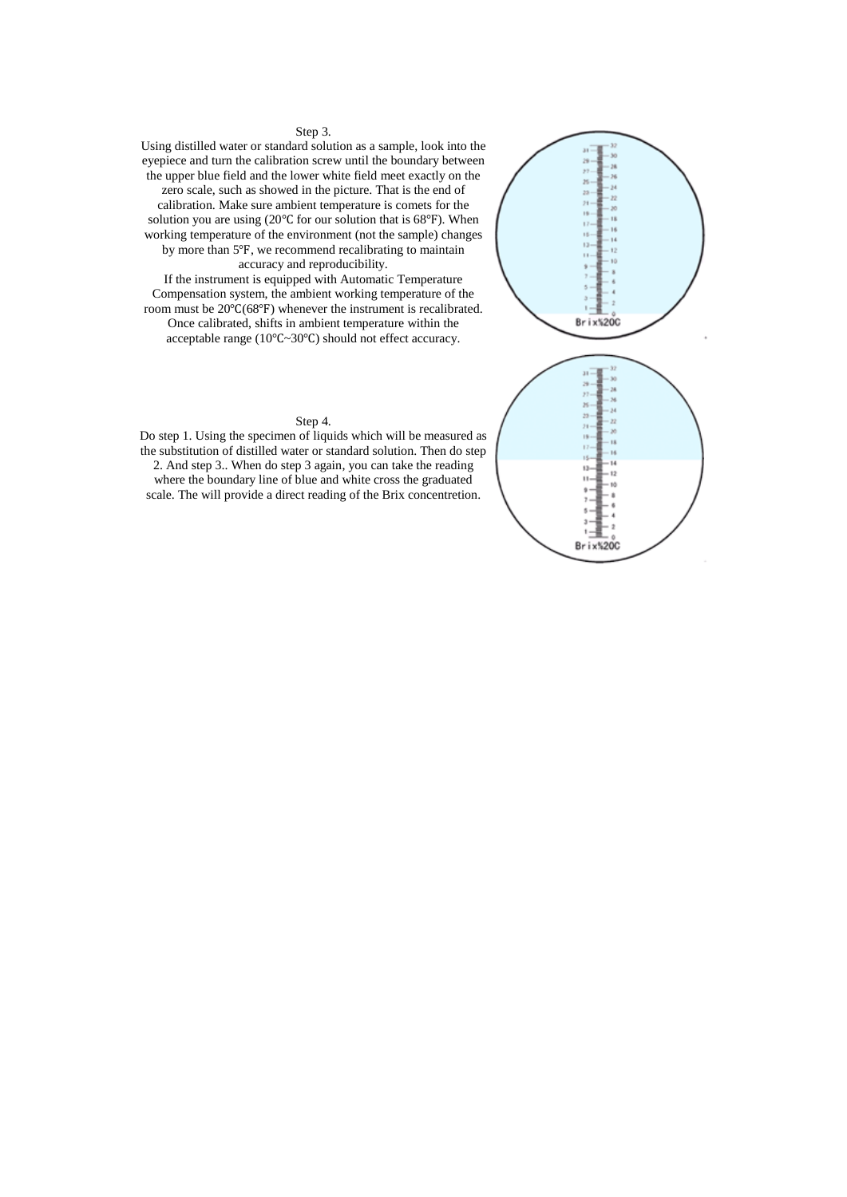Step 3.

Using distilled water or standard solution as a sample, look into the eyepiece and turn the calibration screw until the boundary between the upper blue field and the lower white field meet exactly on the zero scale, such as showed in the picture. That is the end of calibration. Make sure ambient temperature is comets for the solution you are using (20℃ for our solution that is 68°F). When working temperature of the environment (not the sample) changes by more than 5ºF, we recommend recalibrating to maintain accuracy and reproducibility.

If the instrument is equipped with Automatic Temperature Compensation system, the ambient working temperature of the room must be 20℃(68°F) whenever the instrument is recalibrated. Once calibrated, shifts in ambient temperature within the acceptable range (10℃~30℃) should not effect accuracy.

Step 4.

Do step 1. Using the specimen of liquids which will be measured as the substitution of distilled water or standard solution. Then do step 2. And step 3.. When do step 3 again, you can take the reading where the boundary line of blue and white cross the graduated scale. The will provide a direct reading of the Brix concentretion.